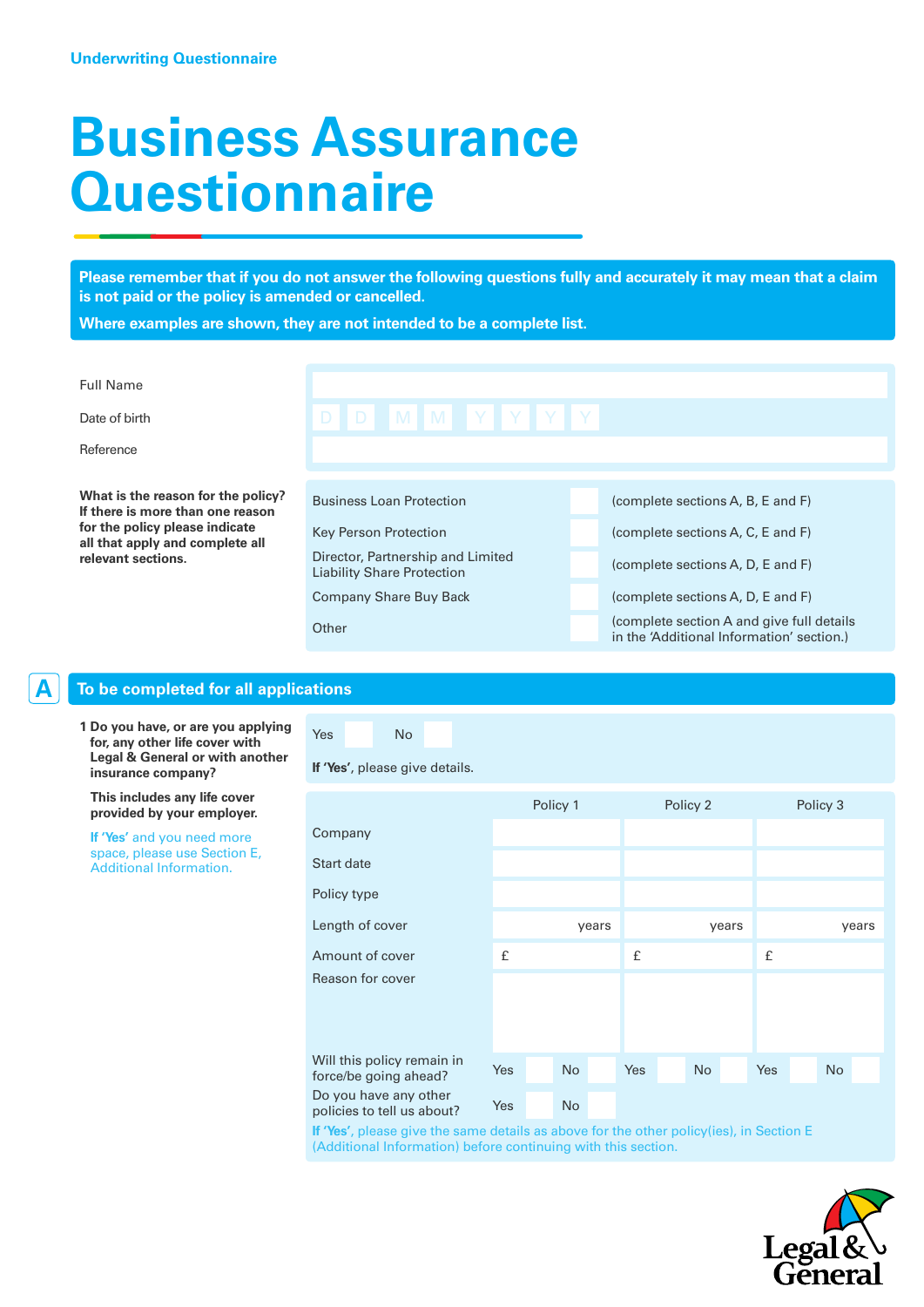Underwriting Questionnaire

# Business Assurance Questionnaire

**Please remember that if you do not answer the following questions fully and accurately it may mean that a claim is not paid or the policy is amended or cancelled.**

**Where examples are shown, they are not intended to be a complete list.**

| | |
|---|---|
| Full Name | |
| Date of birth | D D M M Y Y Y Y |
| Reference | |

**What is the reason for the policy? If there is more than one reason for the policy please indicate all that apply and complete all relevant sections.**

| | | |
|---|---|---|
| Business Loan Protection | ☐ | (complete sections A, B, E and F) |
| Key Person Protection | ☐ | (complete sections A, C, E and F) |
| Director, Partnership and Limited Liability Share Protection | ☐ | (complete sections A, D, E and F) |
| Company Share Buy Back | ☐ | (complete sections A, D, E and F) |
| Other | ☐ | (complete section A and give full details in the 'Additional Information' section.) |

## A To be completed for all applications

**1 Do you have, or are you applying for, any other life cover with Legal & General or with another insurance company?**

**This includes any life cover provided by your employer.**

If 'Yes' and you need more space, please use Section E, Additional Information.

Yes ☐ No ☐

**If 'Yes'**, please give details.

| | Policy 1 | Policy 2 | Policy 3 |
|---|---|---|---|
| Company | | | |
| Start date | | | |
| Policy type | | | |
| Length of cover | years | years | years |
| Amount of cover | £ | £ | £ |
| Reason for cover | | | |
| Will this policy remain in force/be going ahead? | Yes ☐ No ☐ | Yes ☐ No ☐ | Yes ☐ No ☐ |
| Do you have any other policies to tell us about? | Yes ☐ No ☐ | | |

If 'Yes', please give the same details as above for the other policy(ies), in Section E (Additional Information) before continuing with this section.

Legal & General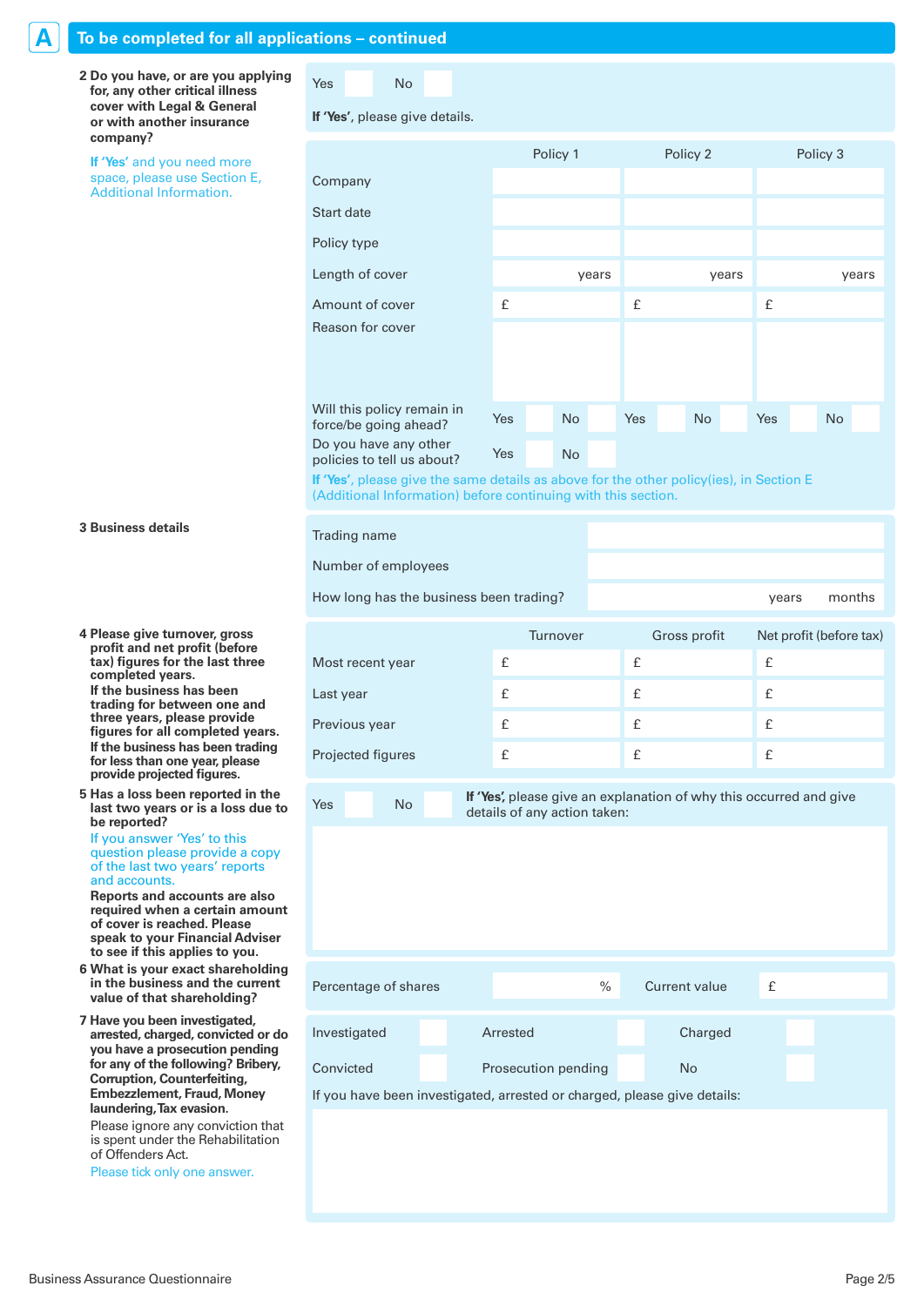## A To be completed for all applications – continued

**2 Do you have, or are you applying for, any other critical illness cover with Legal & General or with another insurance company?**

If 'Yes' and you need more space, please use Section E, Additional Information.

Yes ☐ No ☐

**If 'Yes'**, please give details.

| | Policy 1 | Policy 2 | Policy 3 |
|---|---|---|---|
| Company | | | |
| Start date | | | |
| Policy type | | | |
| Length of cover | years | years | years |
| Amount of cover | £ | £ | £ |
| Reason for cover | | | |
| Will this policy remain in force/be going ahead? | Yes ☐ No ☐ | Yes ☐ No ☐ | Yes ☐ No ☐ |
| Do you have any other policies to tell us about? | Yes ☐ No ☐ | | |

**If 'Yes'**, please give the same details as above for the other policy(ies), in Section E (Additional Information) before continuing with this section.

**3 Business details**

| | |
|---|---|
| Trading name | |
| Number of employees | |
| How long has the business been trading? | years months |

**4 Please give turnover, gross profit and net profit (before tax) figures for the last three completed years. If the business has been trading for between one and three years, please provide figures for all completed years. If the business has been trading for less than one year, please provide projected figures.**

| | Turnover | Gross profit | Net profit (before tax) |
|---|---|---|---|
| Most recent year | £ | £ | £ |
| Last year | £ | £ | £ |
| Previous year | £ | £ | £ |
| Projected figures | £ | £ | £ |

**5 Has a loss been reported in the last two years or is a loss due to be reported?**

If you answer 'Yes' to this question please provide a copy of the last two years' reports and accounts.

**Reports and accounts are also required when a certain amount of cover is reached. Please speak to your Financial Adviser to see if this applies to you.**

Yes ☐ No ☐

**If 'Yes',** please give an explanation of why this occurred and give details of any action taken:

**6 What is your exact shareholding in the business and the current value of that shareholding?**

Percentage of shares % Current value £

**7 Have you been investigated, arrested, charged, convicted or do you have a prosecution pending for any of the following? Bribery, Corruption, Counterfeiting, Embezzlement, Fraud, Money laundering, Tax evasion.**

Please ignore any conviction that is spent under the Rehabilitation of Offenders Act.

Please tick only one answer.

| | | | | | |
|---|---|---|---|---|---|
| Investigated | ☐ | Arrested | ☐ | Charged | ☐ |
| Convicted | ☐ | Prosecution pending | ☐ | No | ☐ |

If you have been investigated, arrested or charged, please give details: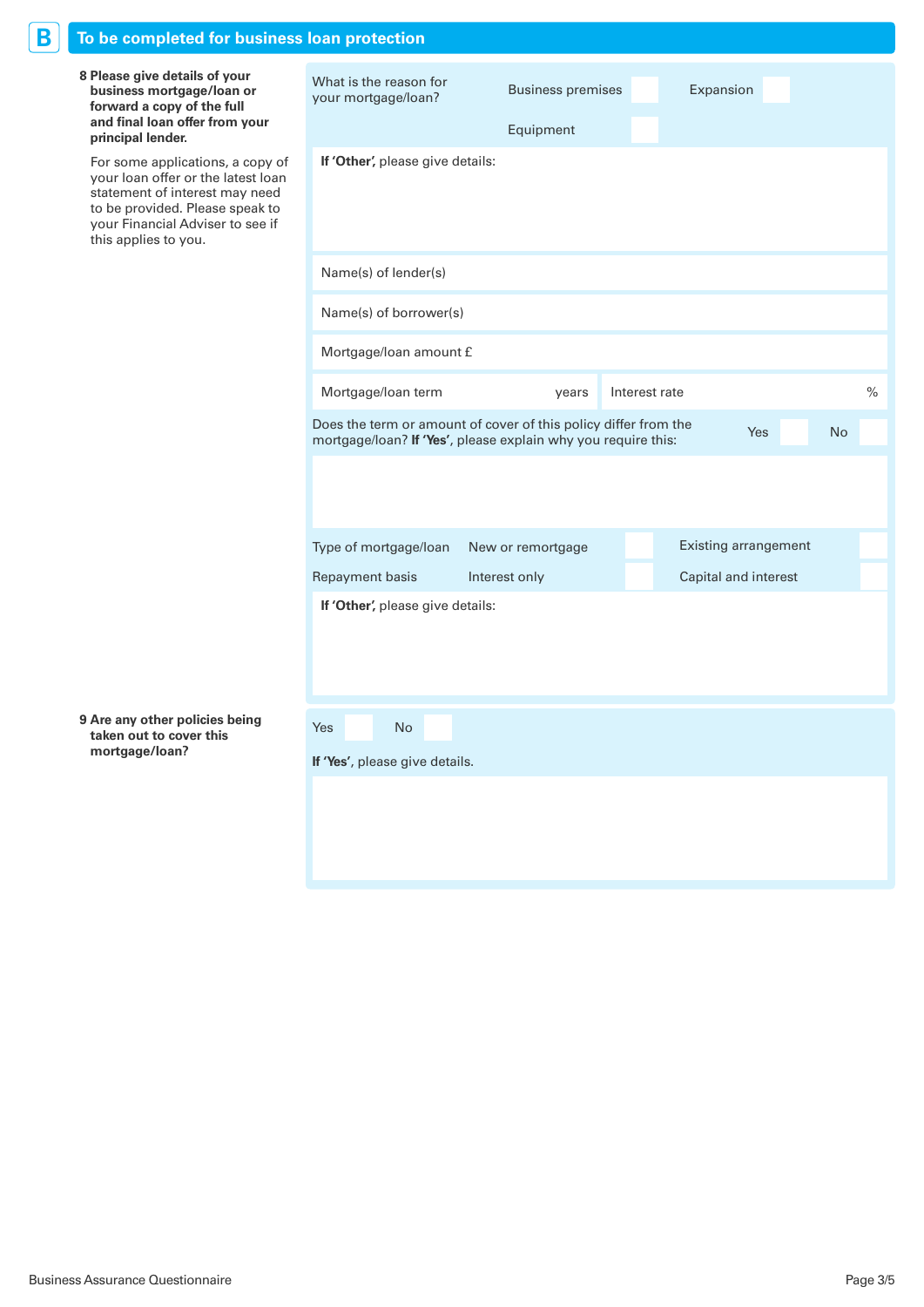## B To be completed for business loan protection

**8 Please give details of your business mortgage/loan or forward a copy of the full and final loan offer from your principal lender.**

For some applications, a copy of your loan offer or the latest loan statement of interest may need to be provided. Please speak to your Financial Adviser to see if this applies to you.

What is the reason for your mortgage/loan? Business premises ☐ Expansion ☐ Equipment ☐

**If 'Other'**, please give details:

Name(s) of lender(s)

Name(s) of borrower(s)

Mortgage/loan amount £

Mortgage/loan term years | Interest rate %

Does the term or amount of cover of this policy differ from the mortgage/loan? **If 'Yes'**, please explain why you require this: Yes ☐ No ☐

Type of mortgage/loan: New or remortgage ☐ Existing arrangement ☐

Repayment basis: Interest only ☐ Capital and interest ☐

**If 'Other'**, please give details:

**9 Are any other policies being taken out to cover this mortgage/loan?**

Yes ☐ No ☐

**If 'Yes'**, please give details.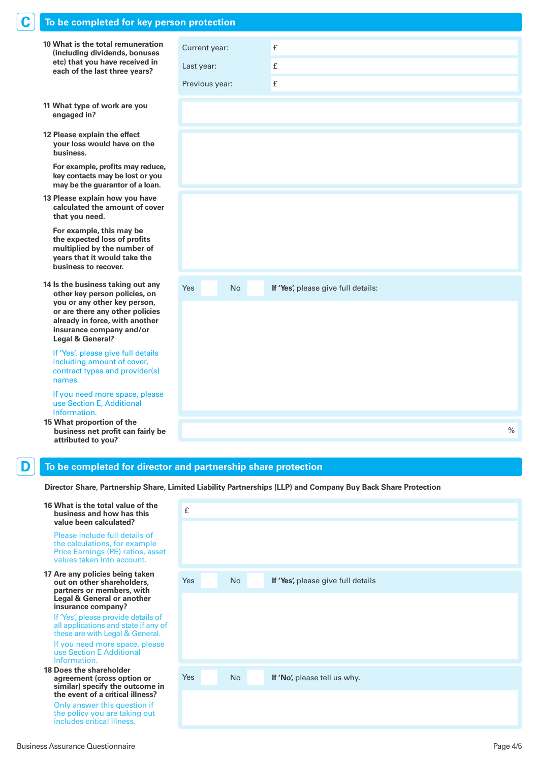## C To be completed for key person protection

**10 What is the total remuneration (including dividends, bonuses etc) that you have received in each of the last three years?**

| | |
|---|---|
| Current year: | £ |
| Last year: | £ |
| Previous year: | £ |

**11 What type of work are you engaged in?**

**12 Please explain the effect your loss would have on the business.**

**For example, profits may reduce, key contacts may be lost or you may be the guarantor of a loan.**

**13 Please explain how you have calculated the amount of cover that you need.**

**For example, this may be the expected loss of profits multiplied by the number of years that it would take the business to recover.**

**14 Is the business taking out any other key person policies, on you or any other key person, or are there any other policies already in force, with another insurance company and/or Legal & General?**

If 'Yes', please give full details including amount of cover, contract types and provider(s) names.

If you need more space, please use Section E, Additional Information.

Yes ☐ No ☐ **If 'Yes'**, please give full details:

**15 What proportion of the business net profit can fairly be attributed to you?**

%

## D To be completed for director and partnership share protection

**Director Share, Partnership Share, Limited Liability Partnerships (LLP) and Company Buy Back Share Protection**

**16 What is the total value of the business and how has this value been calculated?**

Please include full details of the calculations, for example Price Earnings (PE) ratios, asset values taken into account.

£

**17 Are any policies being taken out on other shareholders, partners or members, with Legal & General or another insurance company?**

If 'Yes', please provide details of all applications and state if any of these are with Legal & General.

If you need more space, please use Section E Additional Information.

Yes ☐ No ☐ **If 'Yes'**, please give full details

**18 Does the shareholder agreement (cross option or similar) specify the outcome in the event of a critical illness?**

Only answer this question if the policy you are taking out includes critical illness.

Yes ☐ No ☐ **If 'No'**, please tell us why.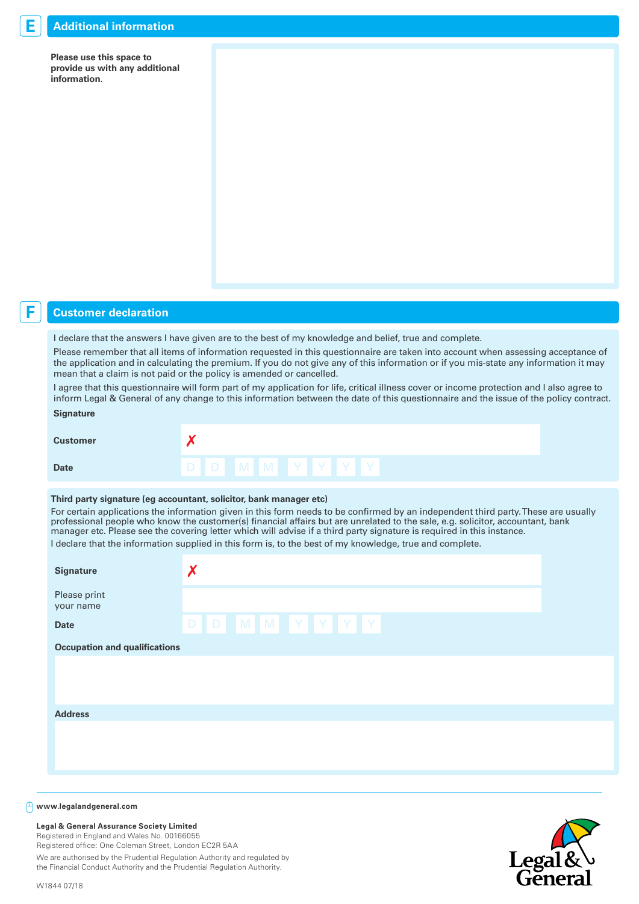## E Additional information

**Please use this space to provide us with any additional information.**

## F Customer declaration

I declare that the answers I have given are to the best of my knowledge and belief, true and complete.

Please remember that all items of information requested in this questionnaire are taken into account when assessing acceptance of the application and in calculating the premium. If you do not give any of this information or if you mis-state any information it may mean that a claim is not paid or the policy is amended or cancelled.

I agree that this questionnaire will form part of my application for life, critical illness cover or income protection and I also agree to inform Legal & General of any change to this information between the date of this questionnaire and the issue of the policy contract.

**Signature**

**Customer** ✗

**Date** D D M M Y Y Y Y

**Third party signature (eg accountant, solicitor, bank manager etc)**

For certain applications the information given in this form needs to be confirmed by an independent third party. These are usually professional people who know the customer(s) financial affairs but are unrelated to the sale, e.g. solicitor, accountant, bank manager etc. Please see the covering letter which will advise if a third party signature is required in this instance.

I declare that the information supplied in this form is, to the best of my knowledge, true and complete.

**Signature** ✗

Please print your name

**Date** D D M M Y Y Y Y

**Occupation and qualifications**

**Address**

**www.legalandgeneral.com**

**Legal & General Assurance Society Limited**
Registered in England and Wales No. 00166055
Registered office: One Coleman Street, London EC2R 5AA

We are authorised by the Prudential Regulation Authority and regulated by the Financial Conduct Authority and the Prudential Regulation Authority.

W1844 07/18

Legal & General